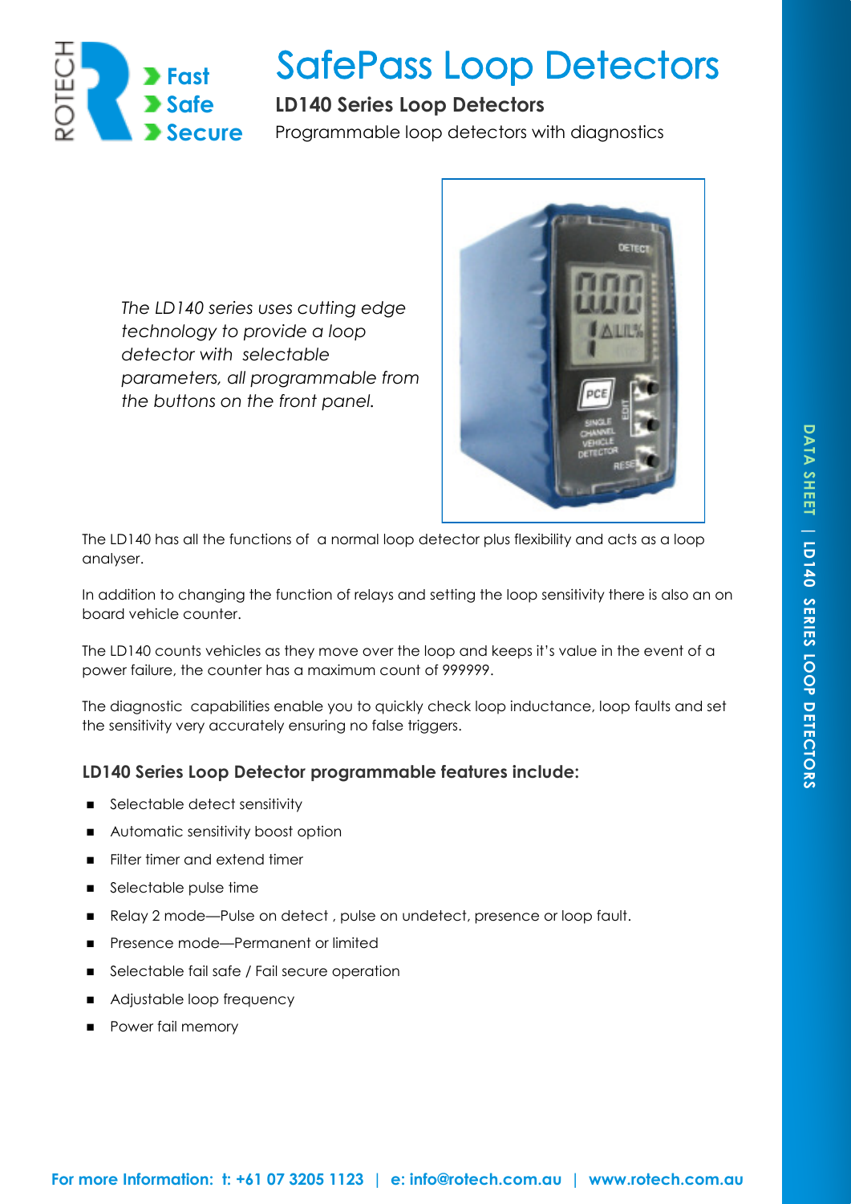ROTECH

Fast
Safe
Secure

# SafePass Loop Detectors

## LD140 Series Loop Detectors

Programmable loop detectors with diagnostics

*The LD140 series uses cutting edge technology to provide a loop detector with selectable parameters, all programmable from the buttons on the front panel.*

The LD140 has all the functions of a normal loop detector plus flexibility and acts as a loop analyser.

In addition to changing the function of relays and setting the loop sensitivity there is also an on board vehicle counter.

The LD140 counts vehicles as they move over the loop and keeps it's value in the event of a power failure, the counter has a maximum count of 999999.

The diagnostic capabilities enable you to quickly check loop inductance, loop faults and set the sensitivity very accurately ensuring no false triggers.

### LD140 Series Loop Detector programmable features include:

- Selectable detect sensitivity
- Automatic sensitivity boost option
- Filter timer and extend timer
- Selectable pulse time
- Relay 2 mode—Pulse on detect , pulse on undetect, presence or loop fault.
- Presence mode—Permanent or limited
- Selectable fail safe / Fail secure operation
- Adjustable loop frequency
- Power fail memory

**For more Information: t: +61 07 3205 1123 | e: info@rotech.com.au | www.rotech.com.au**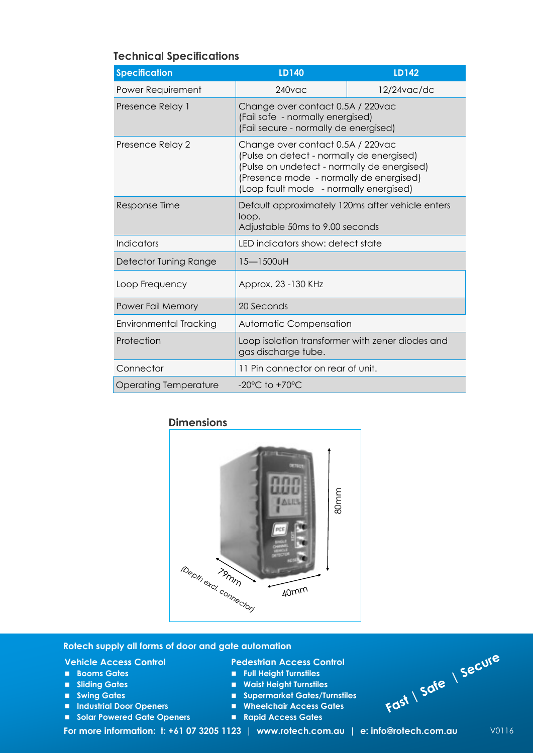## Technical Specifications

| Specification | LD140 | LD142 |
|---|---|---|
| Power Requirement | 240vac | 12/24vac/dc |
| Presence Relay 1 | Change over contact 0.5A / 220vac<br>(Fail safe - normally energised)<br>(Fail secure - normally de energised) | |
| Presence Relay 2 | Change over contact 0.5A / 220vac<br>(Pulse on detect - normally de energised)<br>(Pulse on undetect - normally de energised)<br>(Presence mode - normally de energised)<br>(Loop fault mode - normally energised) | |
| Response Time | Default approximately 120ms after vehicle enters loop.<br>Adjustable 50ms to 9.00 seconds | |
| Indicators | LED indicators show: detect state | |
| Detector Tuning Range | 15—1500uH | |
| Loop Frequency | Approx. 23 -130 KHz | |
| Power Fail Memory | 20 Seconds | |
| Environmental Tracking | Automatic Compensation | |
| Protection | Loop isolation transformer with zener diodes and gas discharge tube. | |
| Connector | 11 Pin connector on rear of unit. | |
| Operating Temperature | -20°C to +70°C | |

## Dimensions

80mm

79mm (Depth excl. connector)

40mm

**Rotech supply all forms of door and gate automation**

**Vehicle Access Control**

- Booms Gates
- Sliding Gates
- Swing Gates
- Industrial Door Openers
- Solar Powered Gate Openers

**Pedestrian Access Control**

- Full Height Turnstiles
- Waist Height Turnstiles
- Supermarket Gates/Turnstiles
- Wheelchair Access Gates
- Rapid Access Gates

Fast | Safe | Secure

**For more information: t: +61 07 3205 1123 | www.rotech.com.au | e: info@rotech.com.au**

V0116